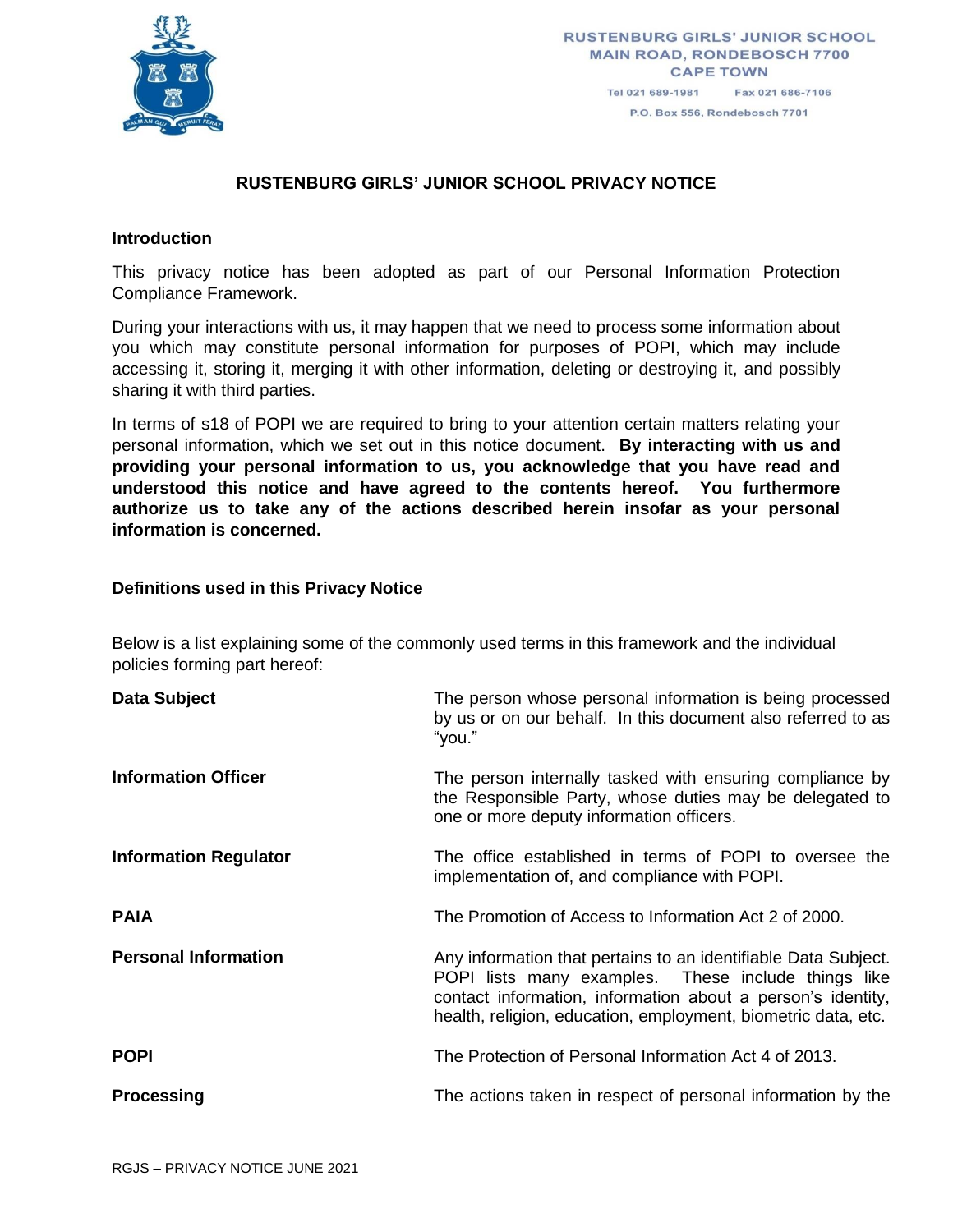RUSTENBURG GIRLS' JUNIOR SCHOOL
MAIN ROAD, RONDEBOSCH 7700
CAPE TOWN

Tel 021 689-1981 Fax 021 686-7106

P.O. Box 556, Rondebosch 7701

# RUSTENBURG GIRLS' JUNIOR SCHOOL PRIVACY NOTICE

## Introduction

This privacy notice has been adopted as part of our Personal Information Protection Compliance Framework.

During your interactions with us, it may happen that we need to process some information about you which may constitute personal information for purposes of POPI, which may include accessing it, storing it, merging it with other information, deleting or destroying it, and possibly sharing it with third parties.

In terms of s18 of POPI we are required to bring to your attention certain matters relating your personal information, which we set out in this notice document. **By interacting with us and providing your personal information to us, you acknowledge that you have read and understood this notice and have agreed to the contents hereof. You furthermore authorize us to take any of the actions described herein insofar as your personal information is concerned.**

## Definitions used in this Privacy Notice

Below is a list explaining some of the commonly used terms in this framework and the individual policies forming part hereof:

| Term | Definition |
| --- | --- |
| **Data Subject** | The person whose personal information is being processed by us or on our behalf. In this document also referred to as "you." |
| **Information Officer** | The person internally tasked with ensuring compliance by the Responsible Party, whose duties may be delegated to one or more deputy information officers. |
| **Information Regulator** | The office established in terms of POPI to oversee the implementation of, and compliance with POPI. |
| **PAIA** | The Promotion of Access to Information Act 2 of 2000. |
| **Personal Information** | Any information that pertains to an identifiable Data Subject. POPI lists many examples. These include things like contact information, information about a person's identity, health, religion, education, employment, biometric data, etc. |
| **POPI** | The Protection of Personal Information Act 4 of 2013. |
| **Processing** | The actions taken in respect of personal information by the |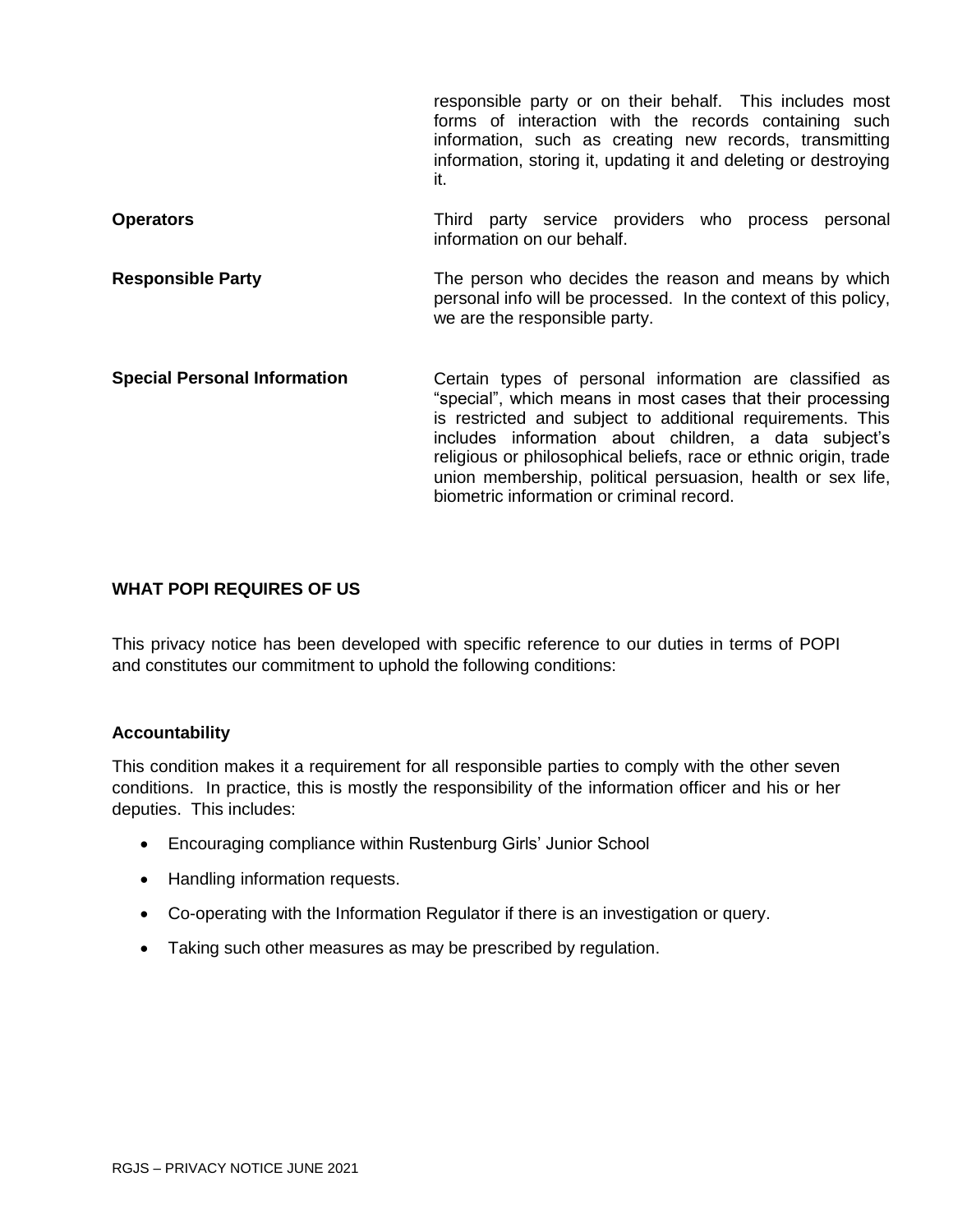| | |
|---|---|
| | responsible party or on their behalf. This includes most forms of interaction with the records containing such information, such as creating new records, transmitting information, storing it, updating it and deleting or destroying it. |
| **Operators** | Third party service providers who process personal information on our behalf. |
| **Responsible Party** | The person who decides the reason and means by which personal info will be processed. In the context of this policy, we are the responsible party. |
| **Special Personal Information** | Certain types of personal information are classified as "special", which means in most cases that their processing is restricted and subject to additional requirements. This includes information about children, a data subject's religious or philosophical beliefs, race or ethnic origin, trade union membership, political persuasion, health or sex life, biometric information or criminal record. |

## WHAT POPI REQUIRES OF US

This privacy notice has been developed with specific reference to our duties in terms of POPI and constitutes our commitment to uphold the following conditions:

### Accountability

This condition makes it a requirement for all responsible parties to comply with the other seven conditions. In practice, this is mostly the responsibility of the information officer and his or her deputies. This includes:

- Encouraging compliance within Rustenburg Girls' Junior School
- Handling information requests.
- Co-operating with the Information Regulator if there is an investigation or query.
- Taking such other measures as may be prescribed by regulation.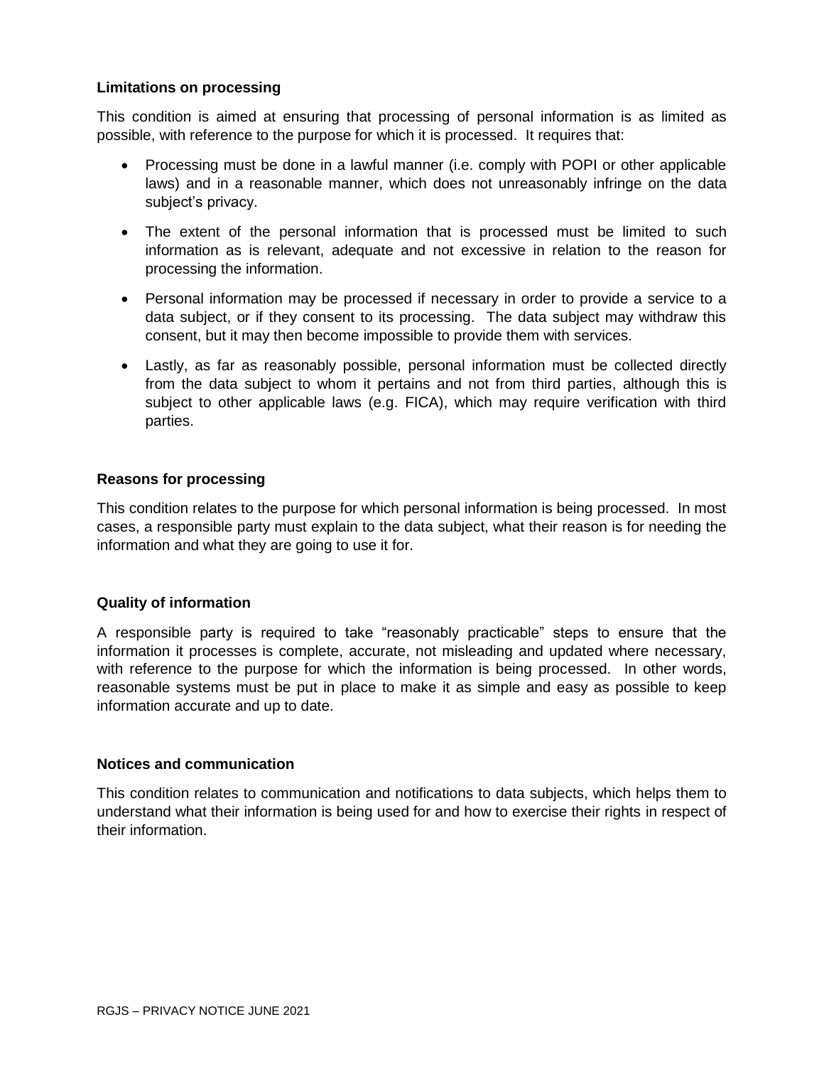**Limitations on processing**

This condition is aimed at ensuring that processing of personal information is as limited as possible, with reference to the purpose for which it is processed. It requires that:

- Processing must be done in a lawful manner (i.e. comply with POPI or other applicable laws) and in a reasonable manner, which does not unreasonably infringe on the data subject's privacy.
- The extent of the personal information that is processed must be limited to such information as is relevant, adequate and not excessive in relation to the reason for processing the information.
- Personal information may be processed if necessary in order to provide a service to a data subject, or if they consent to its processing. The data subject may withdraw this consent, but it may then become impossible to provide them with services.
- Lastly, as far as reasonably possible, personal information must be collected directly from the data subject to whom it pertains and not from third parties, although this is subject to other applicable laws (e.g. FICA), which may require verification with third parties.

**Reasons for processing**

This condition relates to the purpose for which personal information is being processed. In most cases, a responsible party must explain to the data subject, what their reason is for needing the information and what they are going to use it for.

**Quality of information**

A responsible party is required to take "reasonably practicable" steps to ensure that the information it processes is complete, accurate, not misleading and updated where necessary, with reference to the purpose for which the information is being processed. In other words, reasonable systems must be put in place to make it as simple and easy as possible to keep information accurate and up to date.

**Notices and communication**

This condition relates to communication and notifications to data subjects, which helps them to understand what their information is being used for and how to exercise their rights in respect of their information.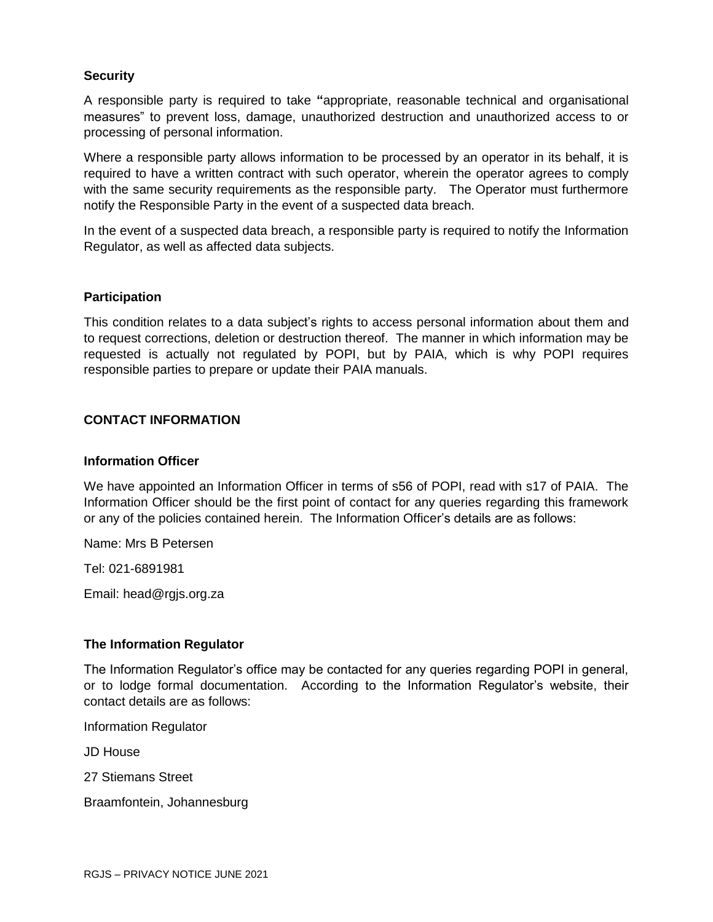### Security

A responsible party is required to take "appropriate, reasonable technical and organisational measures" to prevent loss, damage, unauthorized destruction and unauthorized access to or processing of personal information.

Where a responsible party allows information to be processed by an operator in its behalf, it is required to have a written contract with such operator, wherein the operator agrees to comply with the same security requirements as the responsible party. The Operator must furthermore notify the Responsible Party in the event of a suspected data breach.

In the event of a suspected data breach, a responsible party is required to notify the Information Regulator, as well as affected data subjects.

### Participation

This condition relates to a data subject's rights to access personal information about them and to request corrections, deletion or destruction thereof. The manner in which information may be requested is actually not regulated by POPI, but by PAIA, which is why POPI requires responsible parties to prepare or update their PAIA manuals.

## CONTACT INFORMATION

### Information Officer

We have appointed an Information Officer in terms of s56 of POPI, read with s17 of PAIA. The Information Officer should be the first point of contact for any queries regarding this framework or any of the policies contained herein. The Information Officer's details are as follows:

Name: Mrs B Petersen

Tel: 021-6891981

Email: head@rgjs.org.za

### The Information Regulator

The Information Regulator's office may be contacted for any queries regarding POPI in general, or to lodge formal documentation. According to the Information Regulator's website, their contact details are as follows:

Information Regulator

JD House

27 Stiemans Street

Braamfontein, Johannesburg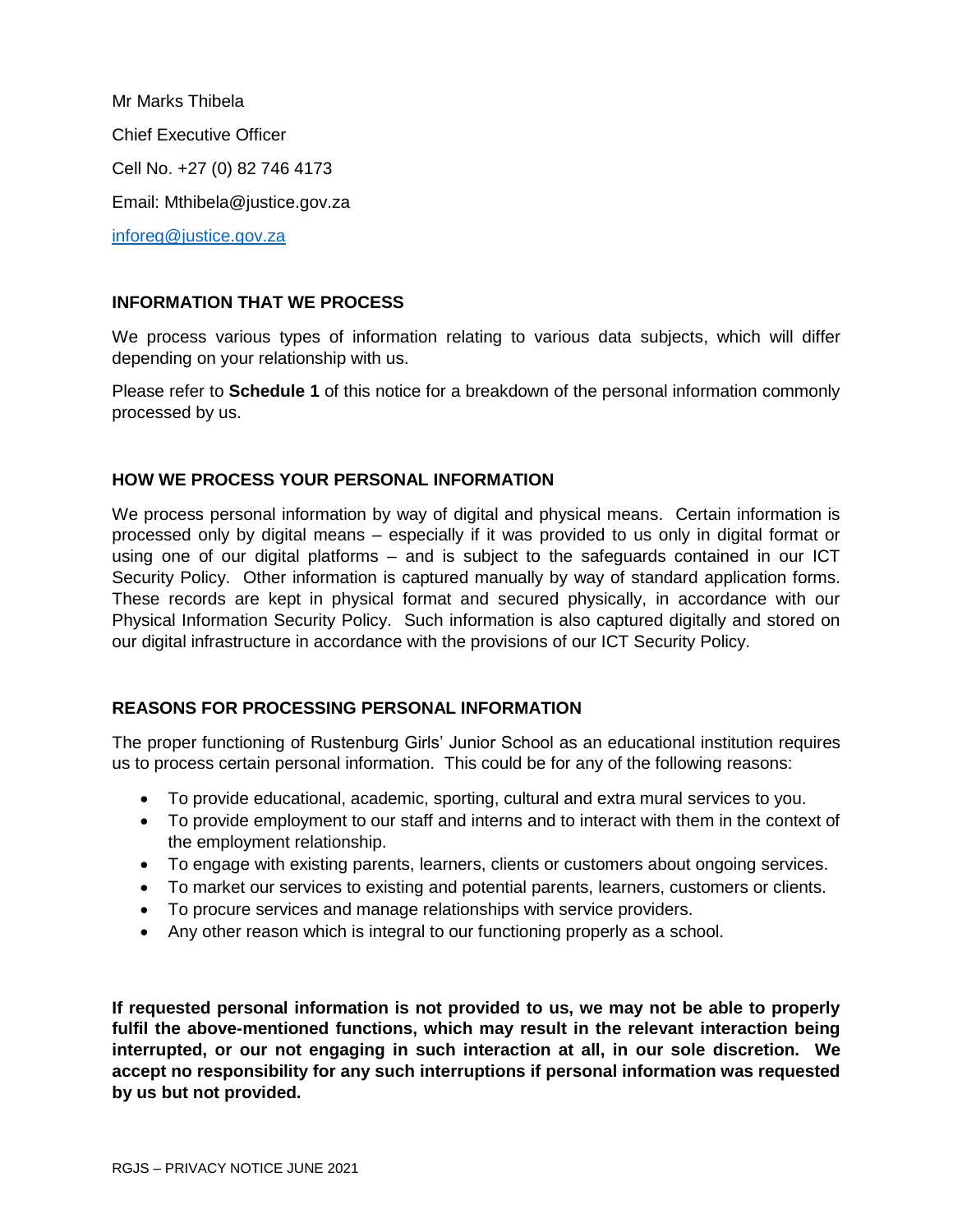Mr Marks Thibela

Chief Executive Officer

Cell No. +27 (0) 82 746 4173

Email: Mthibela@justice.gov.za

inforeg@justice.gov.za

## INFORMATION THAT WE PROCESS

We process various types of information relating to various data subjects, which will differ depending on your relationship with us.

Please refer to **Schedule 1** of this notice for a breakdown of the personal information commonly processed by us.

## HOW WE PROCESS YOUR PERSONAL INFORMATION

We process personal information by way of digital and physical means. Certain information is processed only by digital means – especially if it was provided to us only in digital format or using one of our digital platforms – and is subject to the safeguards contained in our ICT Security Policy. Other information is captured manually by way of standard application forms. These records are kept in physical format and secured physically, in accordance with our Physical Information Security Policy. Such information is also captured digitally and stored on our digital infrastructure in accordance with the provisions of our ICT Security Policy.

## REASONS FOR PROCESSING PERSONAL INFORMATION

The proper functioning of Rustenburg Girls' Junior School as an educational institution requires us to process certain personal information. This could be for any of the following reasons:

- To provide educational, academic, sporting, cultural and extra mural services to you.
- To provide employment to our staff and interns and to interact with them in the context of the employment relationship.
- To engage with existing parents, learners, clients or customers about ongoing services.
- To market our services to existing and potential parents, learners, customers or clients.
- To procure services and manage relationships with service providers.
- Any other reason which is integral to our functioning properly as a school.

**If requested personal information is not provided to us, we may not be able to properly fulfil the above-mentioned functions, which may result in the relevant interaction being interrupted, or our not engaging in such interaction at all, in our sole discretion. We accept no responsibility for any such interruptions if personal information was requested by us but not provided.**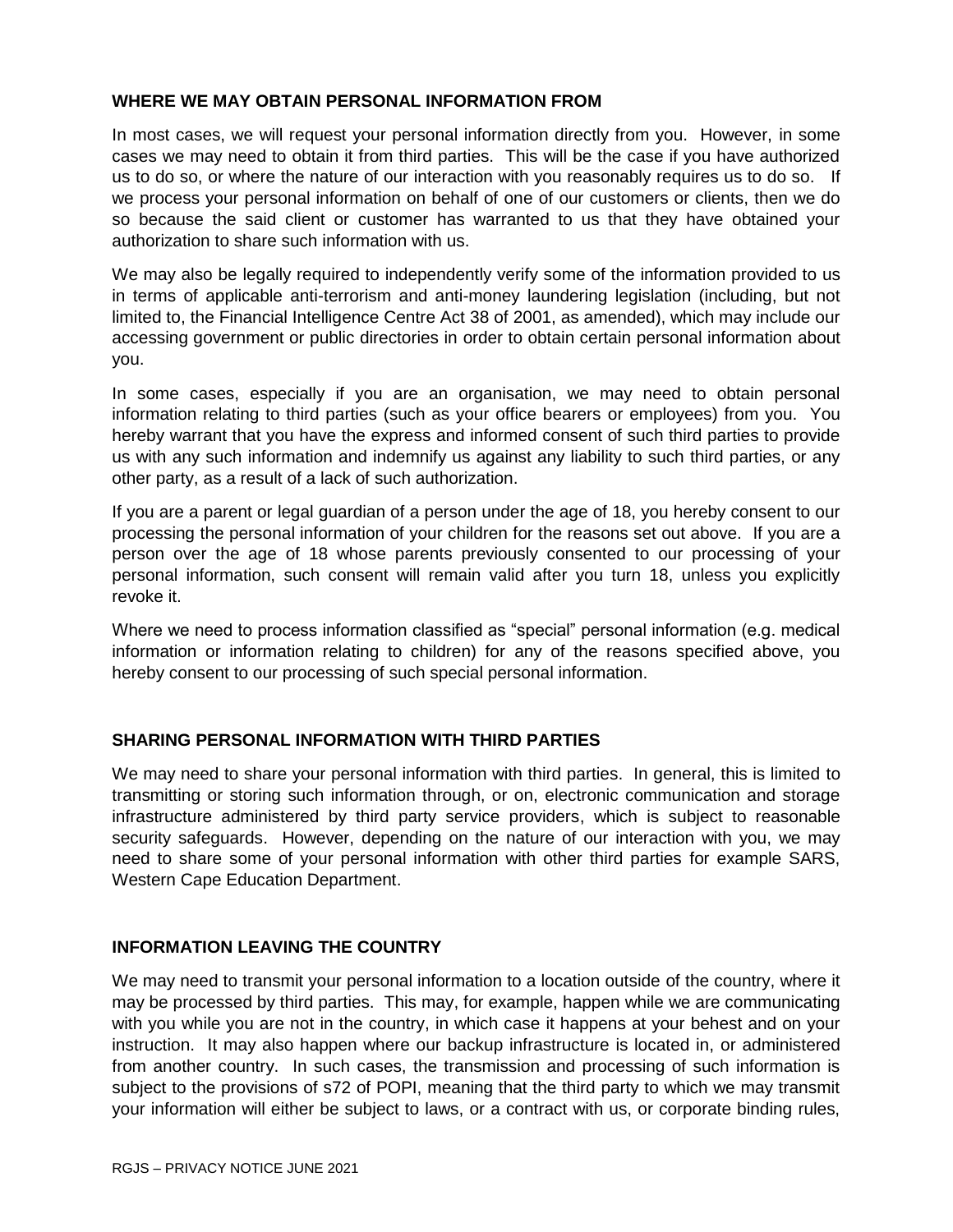## WHERE WE MAY OBTAIN PERSONAL INFORMATION FROM

In most cases, we will request your personal information directly from you. However, in some cases we may need to obtain it from third parties. This will be the case if you have authorized us to do so, or where the nature of our interaction with you reasonably requires us to do so. If we process your personal information on behalf of one of our customers or clients, then we do so because the said client or customer has warranted to us that they have obtained your authorization to share such information with us.

We may also be legally required to independently verify some of the information provided to us in terms of applicable anti-terrorism and anti-money laundering legislation (including, but not limited to, the Financial Intelligence Centre Act 38 of 2001, as amended), which may include our accessing government or public directories in order to obtain certain personal information about you.

In some cases, especially if you are an organisation, we may need to obtain personal information relating to third parties (such as your office bearers or employees) from you. You hereby warrant that you have the express and informed consent of such third parties to provide us with any such information and indemnify us against any liability to such third parties, or any other party, as a result of a lack of such authorization.

If you are a parent or legal guardian of a person under the age of 18, you hereby consent to our processing the personal information of your children for the reasons set out above. If you are a person over the age of 18 whose parents previously consented to our processing of your personal information, such consent will remain valid after you turn 18, unless you explicitly revoke it.

Where we need to process information classified as "special" personal information (e.g. medical information or information relating to children) for any of the reasons specified above, you hereby consent to our processing of such special personal information.

## SHARING PERSONAL INFORMATION WITH THIRD PARTIES

We may need to share your personal information with third parties. In general, this is limited to transmitting or storing such information through, or on, electronic communication and storage infrastructure administered by third party service providers, which is subject to reasonable security safeguards. However, depending on the nature of our interaction with you, we may need to share some of your personal information with other third parties for example SARS, Western Cape Education Department.

## INFORMATION LEAVING THE COUNTRY

We may need to transmit your personal information to a location outside of the country, where it may be processed by third parties. This may, for example, happen while we are communicating with you while you are not in the country, in which case it happens at your behest and on your instruction. It may also happen where our backup infrastructure is located in, or administered from another country. In such cases, the transmission and processing of such information is subject to the provisions of s72 of POPI, meaning that the third party to which we may transmit your information will either be subject to laws, or a contract with us, or corporate binding rules,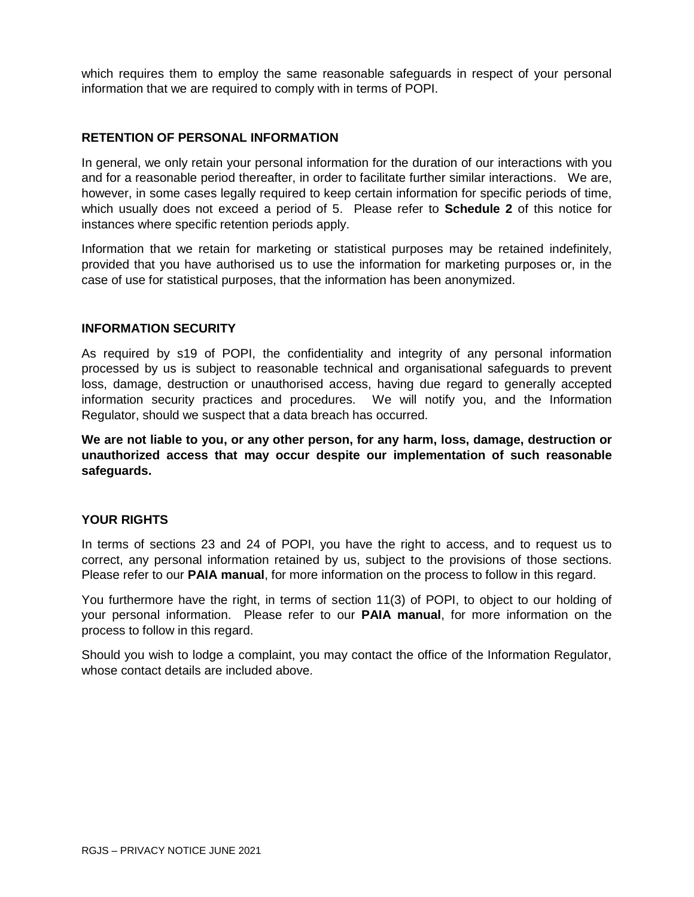which requires them to employ the same reasonable safeguards in respect of your personal information that we are required to comply with in terms of POPI.

## RETENTION OF PERSONAL INFORMATION

In general, we only retain your personal information for the duration of our interactions with you and for a reasonable period thereafter, in order to facilitate further similar interactions. We are, however, in some cases legally required to keep certain information for specific periods of time, which usually does not exceed a period of 5. Please refer to **Schedule 2** of this notice for instances where specific retention periods apply.

Information that we retain for marketing or statistical purposes may be retained indefinitely, provided that you have authorised us to use the information for marketing purposes or, in the case of use for statistical purposes, that the information has been anonymized.

## INFORMATION SECURITY

As required by s19 of POPI, the confidentiality and integrity of any personal information processed by us is subject to reasonable technical and organisational safeguards to prevent loss, damage, destruction or unauthorised access, having due regard to generally accepted information security practices and procedures. We will notify you, and the Information Regulator, should we suspect that a data breach has occurred.

**We are not liable to you, or any other person, for any harm, loss, damage, destruction or unauthorized access that may occur despite our implementation of such reasonable safeguards.**

## YOUR RIGHTS

In terms of sections 23 and 24 of POPI, you have the right to access, and to request us to correct, any personal information retained by us, subject to the provisions of those sections. Please refer to our **PAIA manual**, for more information on the process to follow in this regard.

You furthermore have the right, in terms of section 11(3) of POPI, to object to our holding of your personal information. Please refer to our **PAIA manual**, for more information on the process to follow in this regard.

Should you wish to lodge a complaint, you may contact the office of the Information Regulator, whose contact details are included above.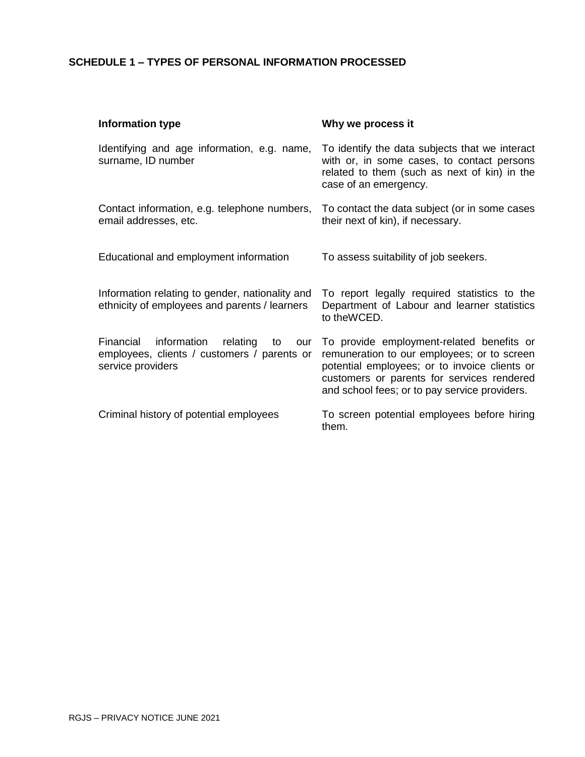## SCHEDULE 1 – TYPES OF PERSONAL INFORMATION PROCESSED

| Information type | Why we process it |
| --- | --- |
| Identifying and age information, e.g. name, surname, ID number | To identify the data subjects that we interact with or, in some cases, to contact persons related to them (such as next of kin) in the case of an emergency. |
| Contact information, e.g. telephone numbers, email addresses, etc. | To contact the data subject (or in some cases their next of kin), if necessary. |
| Educational and employment information | To assess suitability of job seekers. |
| Information relating to gender, nationality and ethnicity of employees and parents / learners | To report legally required statistics to the Department of Labour and learner statistics to theWCED. |
| Financial information relating to our employees, clients / customers / parents or service providers | To provide employment-related benefits or remuneration to our employees; or to screen potential employees; or to invoice clients or customers or parents for services rendered and school fees; or to pay service providers. |
| Criminal history of potential employees | To screen potential employees before hiring them. |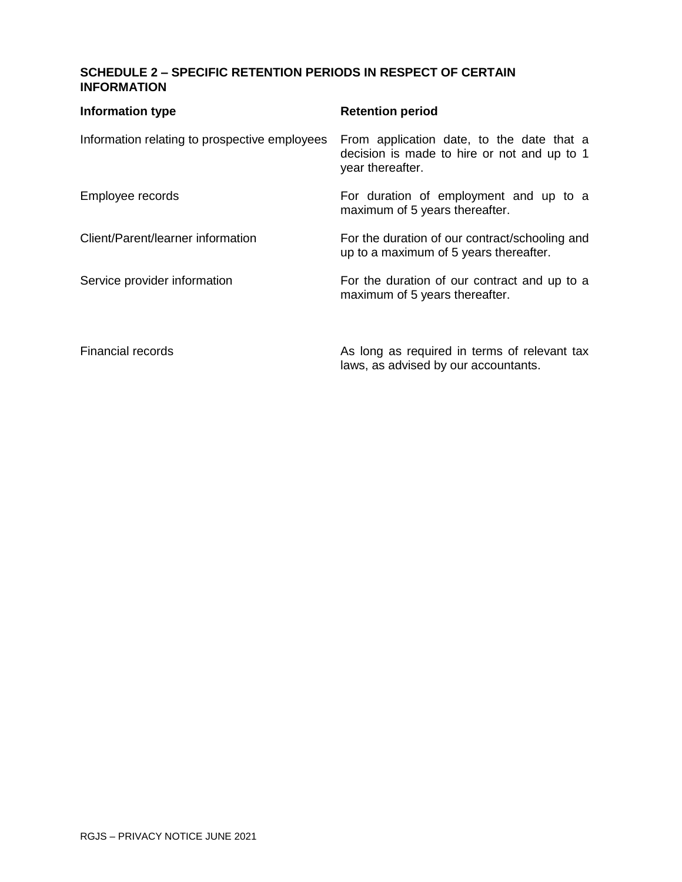## SCHEDULE 2 – SPECIFIC RETENTION PERIODS IN RESPECT OF CERTAIN INFORMATION

| Information type | Retention period |
| --- | --- |
| Information relating to prospective employees | From application date, to the date that a decision is made to hire or not and up to 1 year thereafter. |
| Employee records | For duration of employment and up to a maximum of 5 years thereafter. |
| Client/Parent/learner information | For the duration of our contract/schooling and up to a maximum of 5 years thereafter. |
| Service provider information | For the duration of our contract and up to a maximum of 5 years thereafter. |
| Financial records | As long as required in terms of relevant tax laws, as advised by our accountants. |